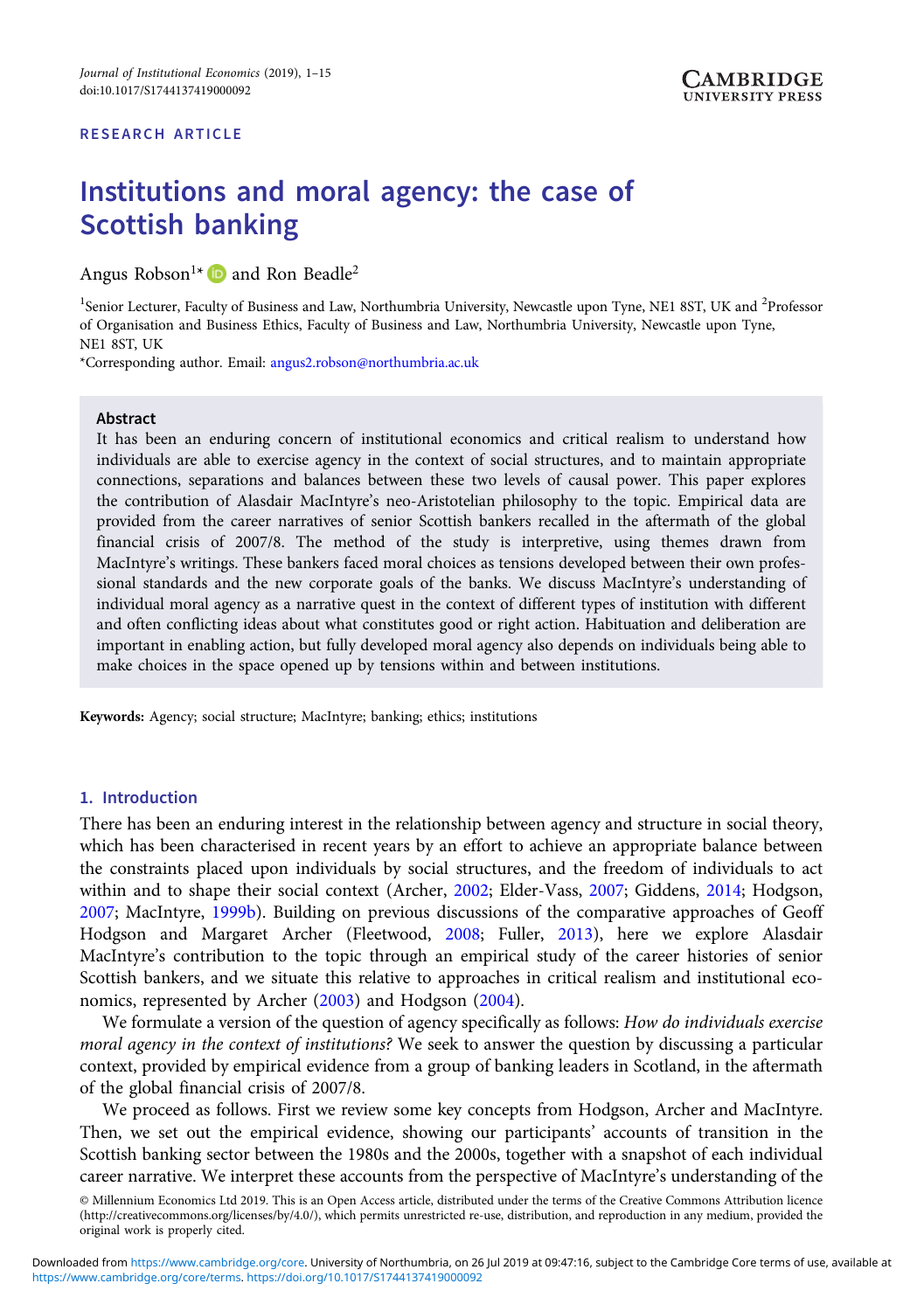RESEARCH ARTICLE

# Institutions and moral agency: the case of Scottish banking

Angus Robson[1]* and Ron Beadle[2]

[1]Senior Lecturer, Faculty of Business and Law, Northumbria University, Newcastle upon Tyne, NE1 8ST, UK and [2]Professor of Organisation and Business Ethics, Faculty of Business and Law, Northumbria University, Newcastle upon Tyne, NE1 8ST, UK

*Corresponding author. Email: angus2.robson@northumbria.ac.uk

## Abstract

It has been an enduring concern of institutional economics and critical realism to understand how individuals are able to exercise agency in the context of social structures, and to maintain appropriate connections, separations and balances between these two levels of causal power. This paper explores the contribution of Alasdair MacIntyre's neo-Aristotelian philosophy to the topic. Empirical data are provided from the career narratives of senior Scottish bankers recalled in the aftermath of the global financial crisis of 2007/8. The method of the study is interpretive, using themes drawn from MacIntyre's writings. These bankers faced moral choices as tensions developed between their own professional standards and the new corporate goals of the banks. We discuss MacIntyre's understanding of individual moral agency as a narrative quest in the context of different types of institution with different and often conflicting ideas about what constitutes good or right action. Habituation and deliberation are important in enabling action, but fully developed moral agency also depends on individuals being able to make choices in the space opened up by tensions within and between institutions.

**Keywords:** Agency; social structure; MacIntyre; banking; ethics; institutions

## 1. Introduction

There has been an enduring interest in the relationship between agency and structure in social theory, which has been characterised in recent years by an effort to achieve an appropriate balance between the constraints placed upon individuals by social structures, and the freedom of individuals to act within and to shape their social context (Archer, 2002; Elder-Vass, 2007; Giddens, 2014; Hodgson, 2007; MacIntyre, 1999b). Building on previous discussions of the comparative approaches of Geoff Hodgson and Margaret Archer (Fleetwood, 2008; Fuller, 2013), here we explore Alasdair MacIntyre's contribution to the topic through an empirical study of the career histories of senior Scottish bankers, and we situate this relative to approaches in critical realism and institutional economics, represented by Archer (2003) and Hodgson (2004).

We formulate a version of the question of agency specifically as follows: *How do individuals exercise moral agency in the context of institutions?* We seek to answer the question by discussing a particular context, provided by empirical evidence from a group of banking leaders in Scotland, in the aftermath of the global financial crisis of 2007/8.

We proceed as follows. First we review some key concepts from Hodgson, Archer and MacIntyre. Then, we set out the empirical evidence, showing our participants' accounts of transition in the Scottish banking sector between the 1980s and the 2000s, together with a snapshot of each individual career narrative. We interpret these accounts from the perspective of MacIntyre's understanding of the

© Millennium Economics Ltd 2019. This is an Open Access article, distributed under the terms of the Creative Commons Attribution licence (http://creativecommons.org/licenses/by/4.0/), which permits unrestricted re-use, distribution, and reproduction in any medium, provided the original work is properly cited.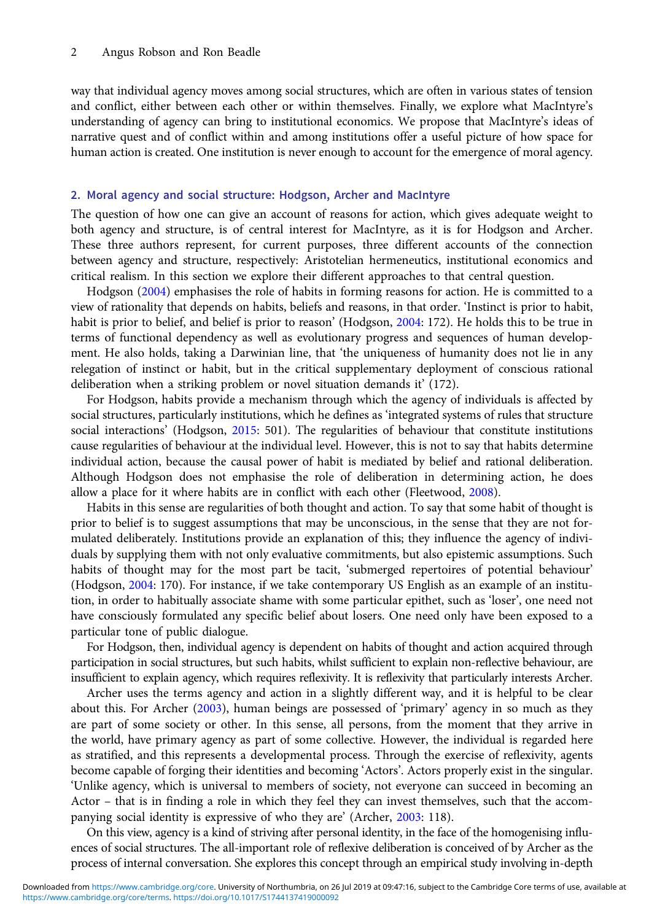way that individual agency moves among social structures, which are often in various states of tension and conflict, either between each other or within themselves. Finally, we explore what MacIntyre's understanding of agency can bring to institutional economics. We propose that MacIntyre's ideas of narrative quest and of conflict within and among institutions offer a useful picture of how space for human action is created. One institution is never enough to account for the emergence of moral agency.

## 2. Moral agency and social structure: Hodgson, Archer and MacIntyre

The question of how one can give an account of reasons for action, which gives adequate weight to both agency and structure, is of central interest for MacIntyre, as it is for Hodgson and Archer. These three authors represent, for current purposes, three different accounts of the connection between agency and structure, respectively: Aristotelian hermeneutics, institutional economics and critical realism. In this section we explore their different approaches to that central question.

Hodgson (2004) emphasises the role of habits in forming reasons for action. He is committed to a view of rationality that depends on habits, beliefs and reasons, in that order. 'Instinct is prior to habit, habit is prior to belief, and belief is prior to reason' (Hodgson, 2004: 172). He holds this to be true in terms of functional dependency as well as evolutionary progress and sequences of human development. He also holds, taking a Darwinian line, that 'the uniqueness of humanity does not lie in any relegation of instinct or habit, but in the critical supplementary deployment of conscious rational deliberation when a striking problem or novel situation demands it' (172).

For Hodgson, habits provide a mechanism through which the agency of individuals is affected by social structures, particularly institutions, which he defines as 'integrated systems of rules that structure social interactions' (Hodgson, 2015: 501). The regularities of behaviour that constitute institutions cause regularities of behaviour at the individual level. However, this is not to say that habits determine individual action, because the causal power of habit is mediated by belief and rational deliberation. Although Hodgson does not emphasise the role of deliberation in determining action, he does allow a place for it where habits are in conflict with each other (Fleetwood, 2008).

Habits in this sense are regularities of both thought and action. To say that some habit of thought is prior to belief is to suggest assumptions that may be unconscious, in the sense that they are not formulated deliberately. Institutions provide an explanation of this; they influence the agency of individuals by supplying them with not only evaluative commitments, but also epistemic assumptions. Such habits of thought may for the most part be tacit, 'submerged repertoires of potential behaviour' (Hodgson, 2004: 170). For instance, if we take contemporary US English as an example of an institution, in order to habitually associate shame with some particular epithet, such as 'loser', one need not have consciously formulated any specific belief about losers. One need only have been exposed to a particular tone of public dialogue.

For Hodgson, then, individual agency is dependent on habits of thought and action acquired through participation in social structures, but such habits, whilst sufficient to explain non-reflective behaviour, are insufficient to explain agency, which requires reflexivity. It is reflexivity that particularly interests Archer.

Archer uses the terms agency and action in a slightly different way, and it is helpful to be clear about this. For Archer (2003), human beings are possessed of 'primary' agency in so much as they are part of some society or other. In this sense, all persons, from the moment that they arrive in the world, have primary agency as part of some collective. However, the individual is regarded here as stratified, and this represents a developmental process. Through the exercise of reflexivity, agents become capable of forging their identities and becoming 'Actors'. Actors properly exist in the singular. 'Unlike agency, which is universal to members of society, not everyone can succeed in becoming an Actor – that is in finding a role in which they feel they can invest themselves, such that the accompanying social identity is expressive of who they are' (Archer, 2003: 118).

On this view, agency is a kind of striving after personal identity, in the face of the homogenising influences of social structures. The all-important role of reflexive deliberation is conceived of by Archer as the process of internal conversation. She explores this concept through an empirical study involving in-depth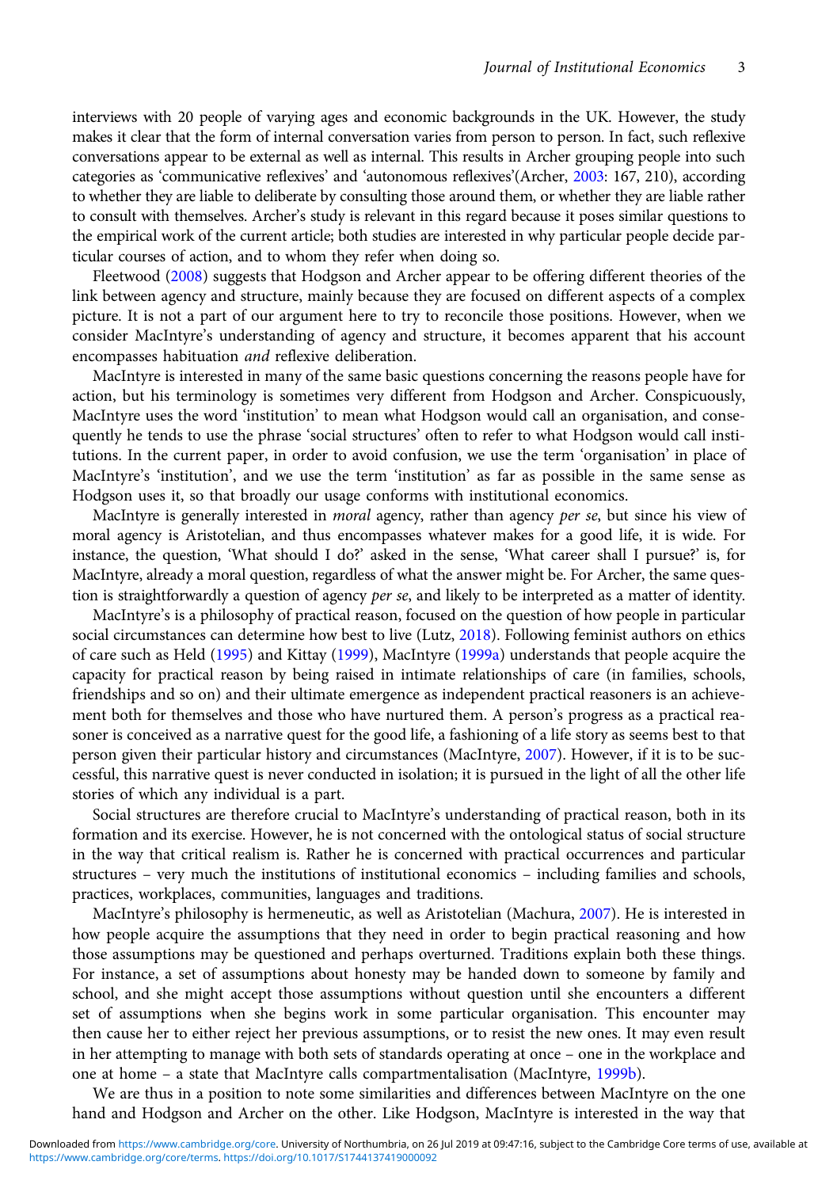interviews with 20 people of varying ages and economic backgrounds in the UK. However, the study makes it clear that the form of internal conversation varies from person to person. In fact, such reflexive conversations appear to be external as well as internal. This results in Archer grouping people into such categories as 'communicative reflexives' and 'autonomous reflexives'(Archer, 2003: 167, 210), according to whether they are liable to deliberate by consulting those around them, or whether they are liable rather to consult with themselves. Archer's study is relevant in this regard because it poses similar questions to the empirical work of the current article; both studies are interested in why particular people decide particular courses of action, and to whom they refer when doing so.

Fleetwood (2008) suggests that Hodgson and Archer appear to be offering different theories of the link between agency and structure, mainly because they are focused on different aspects of a complex picture. It is not a part of our argument here to try to reconcile those positions. However, when we consider MacIntyre's understanding of agency and structure, it becomes apparent that his account encompasses habituation *and* reflexive deliberation.

MacIntyre is interested in many of the same basic questions concerning the reasons people have for action, but his terminology is sometimes very different from Hodgson and Archer. Conspicuously, MacIntyre uses the word 'institution' to mean what Hodgson would call an organisation, and consequently he tends to use the phrase 'social structures' often to refer to what Hodgson would call institutions. In the current paper, in order to avoid confusion, we use the term 'organisation' in place of MacIntyre's 'institution', and we use the term 'institution' as far as possible in the same sense as Hodgson uses it, so that broadly our usage conforms with institutional economics.

MacIntyre is generally interested in *moral* agency, rather than agency *per se*, but since his view of moral agency is Aristotelian, and thus encompasses whatever makes for a good life, it is wide. For instance, the question, 'What should I do?' asked in the sense, 'What career shall I pursue?' is, for MacIntyre, already a moral question, regardless of what the answer might be. For Archer, the same question is straightforwardly a question of agency *per se*, and likely to be interpreted as a matter of identity.

MacIntyre's is a philosophy of practical reason, focused on the question of how people in particular social circumstances can determine how best to live (Lutz, 2018). Following feminist authors on ethics of care such as Held (1995) and Kittay (1999), MacIntyre (1999a) understands that people acquire the capacity for practical reason by being raised in intimate relationships of care (in families, schools, friendships and so on) and their ultimate emergence as independent practical reasoners is an achievement both for themselves and those who have nurtured them. A person's progress as a practical reasoner is conceived as a narrative quest for the good life, a fashioning of a life story as seems best to that person given their particular history and circumstances (MacIntyre, 2007). However, if it is to be successful, this narrative quest is never conducted in isolation; it is pursued in the light of all the other life stories of which any individual is a part.

Social structures are therefore crucial to MacIntyre's understanding of practical reason, both in its formation and its exercise. However, he is not concerned with the ontological status of social structure in the way that critical realism is. Rather he is concerned with practical occurrences and particular structures – very much the institutions of institutional economics – including families and schools, practices, workplaces, communities, languages and traditions.

MacIntyre's philosophy is hermeneutic, as well as Aristotelian (Machura, 2007). He is interested in how people acquire the assumptions that they need in order to begin practical reasoning and how those assumptions may be questioned and perhaps overturned. Traditions explain both these things. For instance, a set of assumptions about honesty may be handed down to someone by family and school, and she might accept those assumptions without question until she encounters a different set of assumptions when she begins work in some particular organisation. This encounter may then cause her to either reject her previous assumptions, or to resist the new ones. It may even result in her attempting to manage with both sets of standards operating at once – one in the workplace and one at home – a state that MacIntyre calls compartmentalisation (MacIntyre, 1999b).

We are thus in a position to note some similarities and differences between MacIntyre on the one hand and Hodgson and Archer on the other. Like Hodgson, MacIntyre is interested in the way that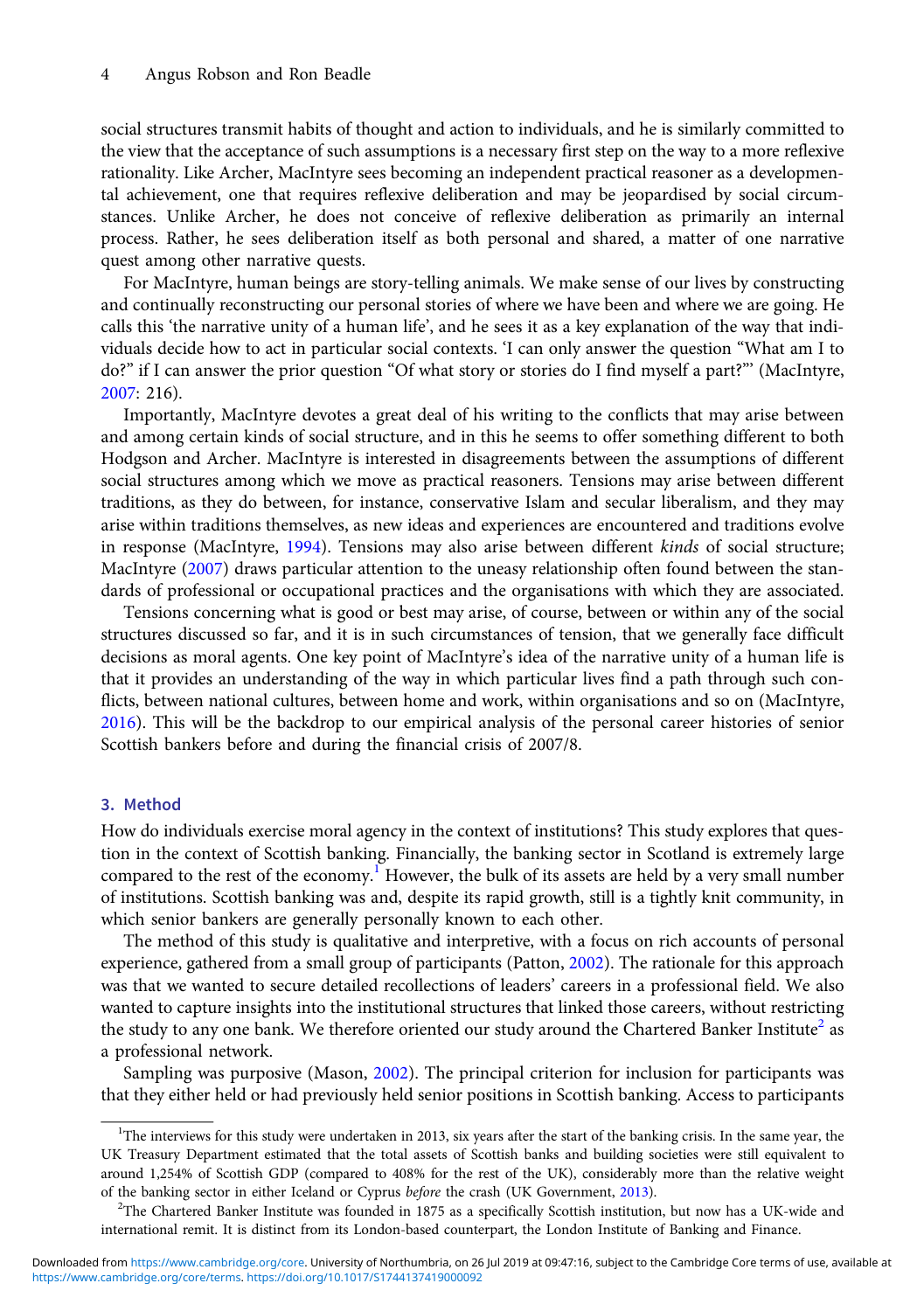social structures transmit habits of thought and action to individuals, and he is similarly committed to the view that the acceptance of such assumptions is a necessary first step on the way to a more reflexive rationality. Like Archer, MacIntyre sees becoming an independent practical reasoner as a developmental achievement, one that requires reflexive deliberation and may be jeopardised by social circumstances. Unlike Archer, he does not conceive of reflexive deliberation as primarily an internal process. Rather, he sees deliberation itself as both personal and shared, a matter of one narrative quest among other narrative quests.

For MacIntyre, human beings are story-telling animals. We make sense of our lives by constructing and continually reconstructing our personal stories of where we have been and where we are going. He calls this 'the narrative unity of a human life', and he sees it as a key explanation of the way that individuals decide how to act in particular social contexts. 'I can only answer the question "What am I to do?" if I can answer the prior question "Of what story or stories do I find myself a part?"' (MacIntyre, 2007: 216).

Importantly, MacIntyre devotes a great deal of his writing to the conflicts that may arise between and among certain kinds of social structure, and in this he seems to offer something different to both Hodgson and Archer. MacIntyre is interested in disagreements between the assumptions of different social structures among which we move as practical reasoners. Tensions may arise between different traditions, as they do between, for instance, conservative Islam and secular liberalism, and they may arise within traditions themselves, as new ideas and experiences are encountered and traditions evolve in response (MacIntyre, 1994). Tensions may also arise between different *kinds* of social structure; MacIntyre (2007) draws particular attention to the uneasy relationship often found between the standards of professional or occupational practices and the organisations with which they are associated.

Tensions concerning what is good or best may arise, of course, between or within any of the social structures discussed so far, and it is in such circumstances of tension, that we generally face difficult decisions as moral agents. One key point of MacIntyre's idea of the narrative unity of a human life is that it provides an understanding of the way in which particular lives find a path through such conflicts, between national cultures, between home and work, within organisations and so on (MacIntyre, 2016). This will be the backdrop to our empirical analysis of the personal career histories of senior Scottish bankers before and during the financial crisis of 2007/8.

## 3. Method

How do individuals exercise moral agency in the context of institutions? This study explores that question in the context of Scottish banking. Financially, the banking sector in Scotland is extremely large compared to the rest of the economy.[1] However, the bulk of its assets are held by a very small number of institutions. Scottish banking was and, despite its rapid growth, still is a tightly knit community, in which senior bankers are generally personally known to each other.

The method of this study is qualitative and interpretive, with a focus on rich accounts of personal experience, gathered from a small group of participants (Patton, 2002). The rationale for this approach was that we wanted to secure detailed recollections of leaders' careers in a professional field. We also wanted to capture insights into the institutional structures that linked those careers, without restricting the study to any one bank. We therefore oriented our study around the Chartered Banker Institute[2] as a professional network.

Sampling was purposive (Mason, 2002). The principal criterion for inclusion for participants was that they either held or had previously held senior positions in Scottish banking. Access to participants

---

[1] The interviews for this study were undertaken in 2013, six years after the start of the banking crisis. In the same year, the UK Treasury Department estimated that the total assets of Scottish banks and building societies were still equivalent to around 1,254% of Scottish GDP (compared to 408% for the rest of the UK), considerably more than the relative weight of the banking sector in either Iceland or Cyprus *before* the crash (UK Government, 2013).

[2] The Chartered Banker Institute was founded in 1875 as a specifically Scottish institution, but now has a UK-wide and international remit. It is distinct from its London-based counterpart, the London Institute of Banking and Finance.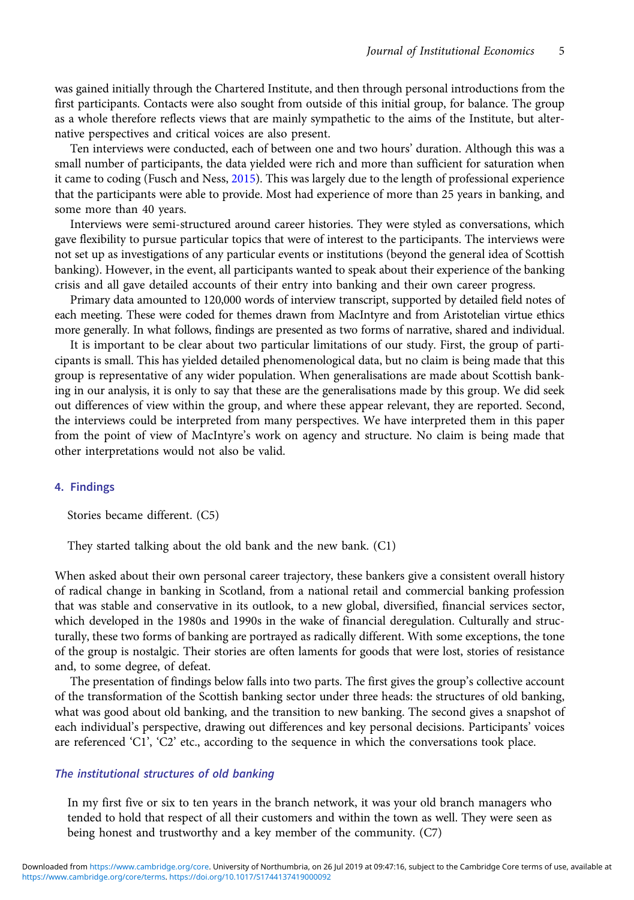was gained initially through the Chartered Institute, and then through personal introductions from the first participants. Contacts were also sought from outside of this initial group, for balance. The group as a whole therefore reflects views that are mainly sympathetic to the aims of the Institute, but alternative perspectives and critical voices are also present.

Ten interviews were conducted, each of between one and two hours' duration. Although this was a small number of participants, the data yielded were rich and more than sufficient for saturation when it came to coding (Fusch and Ness, 2015). This was largely due to the length of professional experience that the participants were able to provide. Most had experience of more than 25 years in banking, and some more than 40 years.

Interviews were semi-structured around career histories. They were styled as conversations, which gave flexibility to pursue particular topics that were of interest to the participants. The interviews were not set up as investigations of any particular events or institutions (beyond the general idea of Scottish banking). However, in the event, all participants wanted to speak about their experience of the banking crisis and all gave detailed accounts of their entry into banking and their own career progress.

Primary data amounted to 120,000 words of interview transcript, supported by detailed field notes of each meeting. These were coded for themes drawn from MacIntyre and from Aristotelian virtue ethics more generally. In what follows, findings are presented as two forms of narrative, shared and individual.

It is important to be clear about two particular limitations of our study. First, the group of participants is small. This has yielded detailed phenomenological data, but no claim is being made that this group is representative of any wider population. When generalisations are made about Scottish banking in our analysis, it is only to say that these are the generalisations made by this group. We did seek out differences of view within the group, and where these appear relevant, they are reported. Second, the interviews could be interpreted from many perspectives. We have interpreted them in this paper from the point of view of MacIntyre's work on agency and structure. No claim is being made that other interpretations would not also be valid.

## 4. Findings

> Stories became different. (C5)

> They started talking about the old bank and the new bank. (C1)

When asked about their own personal career trajectory, these bankers give a consistent overall history of radical change in banking in Scotland, from a national retail and commercial banking profession that was stable and conservative in its outlook, to a new global, diversified, financial services sector, which developed in the 1980s and 1990s in the wake of financial deregulation. Culturally and structurally, these two forms of banking are portrayed as radically different. With some exceptions, the tone of the group is nostalgic. Their stories are often laments for goods that were lost, stories of resistance and, to some degree, of defeat.

The presentation of findings below falls into two parts. The first gives the group's collective account of the transformation of the Scottish banking sector under three heads: the structures of old banking, what was good about old banking, and the transition to new banking. The second gives a snapshot of each individual's perspective, drawing out differences and key personal decisions. Participants' voices are referenced 'C1', 'C2' etc., according to the sequence in which the conversations took place.

### *The institutional structures of old banking*

> In my first five or six to ten years in the branch network, it was your old branch managers who tended to hold that respect of all their customers and within the town as well. They were seen as being honest and trustworthy and a key member of the community. (C7)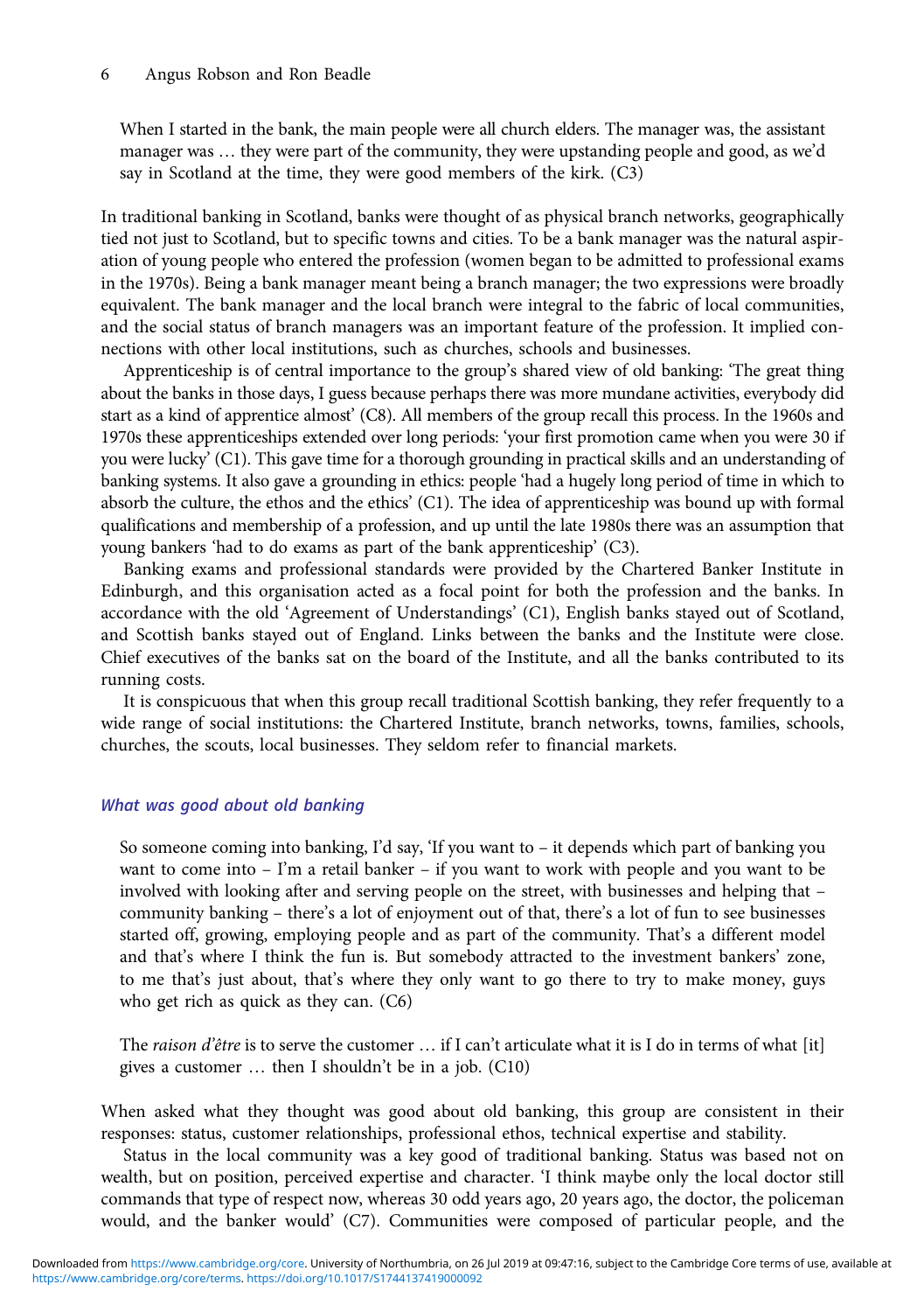> When I started in the bank, the main people were all church elders. The manager was, the assistant manager was … they were part of the community, they were upstanding people and good, as we'd say in Scotland at the time, they were good members of the kirk. (C3)

In traditional banking in Scotland, banks were thought of as physical branch networks, geographically tied not just to Scotland, but to specific towns and cities. To be a bank manager was the natural aspiration of young people who entered the profession (women began to be admitted to professional exams in the 1970s). Being a bank manager meant being a branch manager; the two expressions were broadly equivalent. The bank manager and the local branch were integral to the fabric of local communities, and the social status of branch managers was an important feature of the profession. It implied connections with other local institutions, such as churches, schools and businesses.

Apprenticeship is of central importance to the group's shared view of old banking: 'The great thing about the banks in those days, I guess because perhaps there was more mundane activities, everybody did start as a kind of apprentice almost' (C8). All members of the group recall this process. In the 1960s and 1970s these apprenticeships extended over long periods: 'your first promotion came when you were 30 if you were lucky' (C1). This gave time for a thorough grounding in practical skills and an understanding of banking systems. It also gave a grounding in ethics: people 'had a hugely long period of time in which to absorb the culture, the ethos and the ethics' (C1). The idea of apprenticeship was bound up with formal qualifications and membership of a profession, and up until the late 1980s there was an assumption that young bankers 'had to do exams as part of the bank apprenticeship' (C3).

Banking exams and professional standards were provided by the Chartered Banker Institute in Edinburgh, and this organisation acted as a focal point for both the profession and the banks. In accordance with the old 'Agreement of Understandings' (C1), English banks stayed out of Scotland, and Scottish banks stayed out of England. Links between the banks and the Institute were close. Chief executives of the banks sat on the board of the Institute, and all the banks contributed to its running costs.

It is conspicuous that when this group recall traditional Scottish banking, they refer frequently to a wide range of social institutions: the Chartered Institute, branch networks, towns, families, schools, churches, the scouts, local businesses. They seldom refer to financial markets.

### *What was good about old banking*

> So someone coming into banking, I'd say, 'If you want to – it depends which part of banking you want to come into – I'm a retail banker – if you want to work with people and you want to be involved with looking after and serving people on the street, with businesses and helping that – community banking – there's a lot of enjoyment out of that, there's a lot of fun to see businesses started off, growing, employing people and as part of the community. That's a different model and that's where I think the fun is. But somebody attracted to the investment bankers' zone, to me that's just about, that's where they only want to go there to try to make money, guys who get rich as quick as they can. (C6)

> The *raison d'être* is to serve the customer … if I can't articulate what it is I do in terms of what [it] gives a customer … then I shouldn't be in a job. (C10)

When asked what they thought was good about old banking, this group are consistent in their responses: status, customer relationships, professional ethos, technical expertise and stability.

Status in the local community was a key good of traditional banking. Status was based not on wealth, but on position, perceived expertise and character. 'I think maybe only the local doctor still commands that type of respect now, whereas 30 odd years ago, 20 years ago, the doctor, the policeman would, and the banker would' (C7). Communities were composed of particular people, and the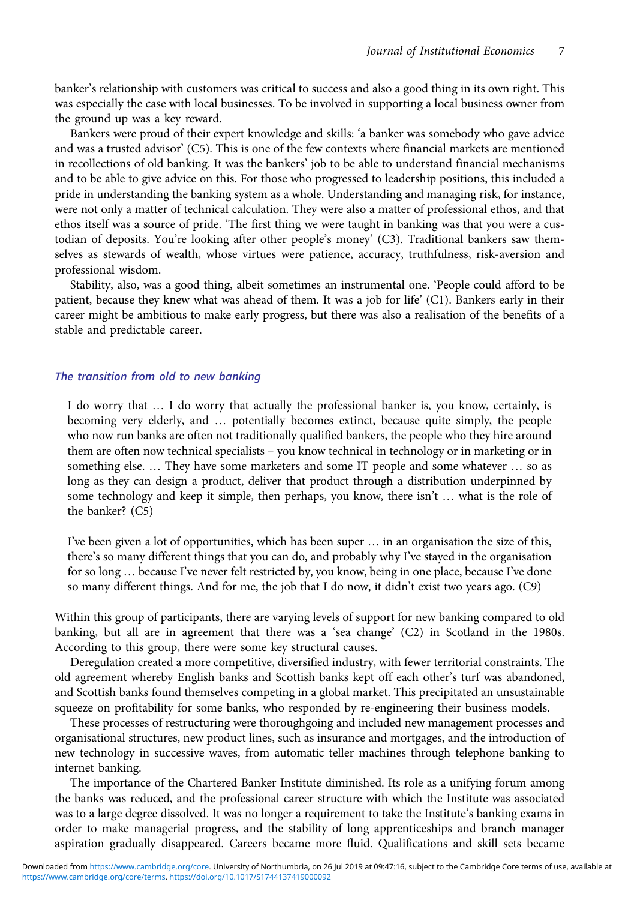banker's relationship with customers was critical to success and also a good thing in its own right. This was especially the case with local businesses. To be involved in supporting a local business owner from the ground up was a key reward.

Bankers were proud of their expert knowledge and skills: 'a banker was somebody who gave advice and was a trusted advisor' (C5). This is one of the few contexts where financial markets are mentioned in recollections of old banking. It was the bankers' job to be able to understand financial mechanisms and to be able to give advice on this. For those who progressed to leadership positions, this included a pride in understanding the banking system as a whole. Understanding and managing risk, for instance, were not only a matter of technical calculation. They were also a matter of professional ethos, and that ethos itself was a source of pride. 'The first thing we were taught in banking was that you were a custodian of deposits. You're looking after other people's money' (C3). Traditional bankers saw themselves as stewards of wealth, whose virtues were patience, accuracy, truthfulness, risk-aversion and professional wisdom.

Stability, also, was a good thing, albeit sometimes an instrumental one. 'People could afford to be patient, because they knew what was ahead of them. It was a job for life' (C1). Bankers early in their career might be ambitious to make early progress, but there was also a realisation of the benefits of a stable and predictable career.

### *The transition from old to new banking*

> I do worry that … I do worry that actually the professional banker is, you know, certainly, is becoming very elderly, and … potentially becomes extinct, because quite simply, the people who now run banks are often not traditionally qualified bankers, the people who they hire around them are often now technical specialists – you know technical in technology or in marketing or in something else. … They have some marketers and some IT people and some whatever … so as long as they can design a product, deliver that product through a distribution underpinned by some technology and keep it simple, then perhaps, you know, there isn't … what is the role of the banker? (C5)

> I've been given a lot of opportunities, which has been super … in an organisation the size of this, there's so many different things that you can do, and probably why I've stayed in the organisation for so long … because I've never felt restricted by, you know, being in one place, because I've done so many different things. And for me, the job that I do now, it didn't exist two years ago. (C9)

Within this group of participants, there are varying levels of support for new banking compared to old banking, but all are in agreement that there was a 'sea change' (C2) in Scotland in the 1980s. According to this group, there were some key structural causes.

Deregulation created a more competitive, diversified industry, with fewer territorial constraints. The old agreement whereby English banks and Scottish banks kept off each other's turf was abandoned, and Scottish banks found themselves competing in a global market. This precipitated an unsustainable squeeze on profitability for some banks, who responded by re-engineering their business models.

These processes of restructuring were thoroughgoing and included new management processes and organisational structures, new product lines, such as insurance and mortgages, and the introduction of new technology in successive waves, from automatic teller machines through telephone banking to internet banking.

The importance of the Chartered Banker Institute diminished. Its role as a unifying forum among the banks was reduced, and the professional career structure with which the Institute was associated was to a large degree dissolved. It was no longer a requirement to take the Institute's banking exams in order to make managerial progress, and the stability of long apprenticeships and branch manager aspiration gradually disappeared. Careers became more fluid. Qualifications and skill sets became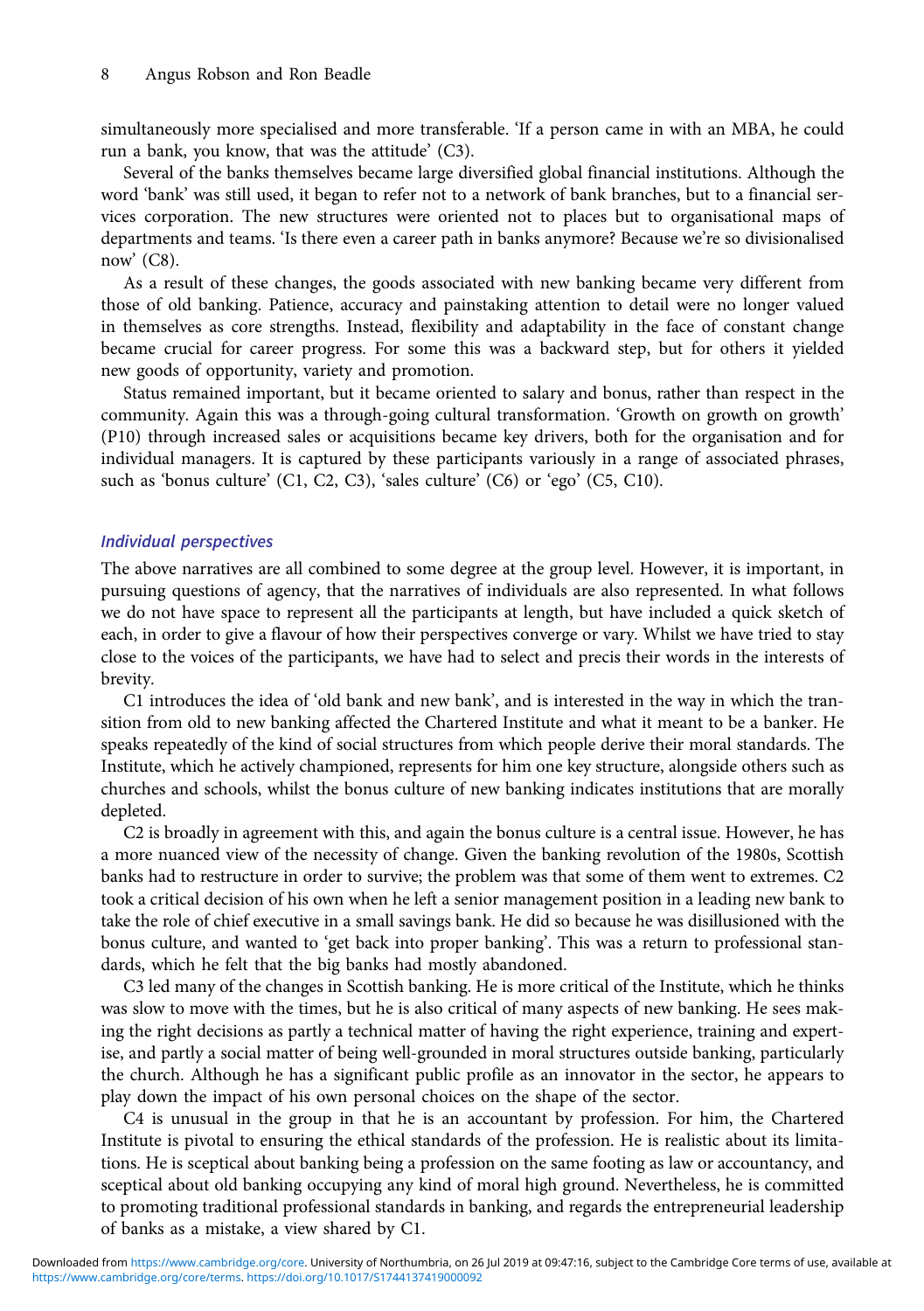simultaneously more specialised and more transferable. 'If a person came in with an MBA, he could run a bank, you know, that was the attitude' (C3).

Several of the banks themselves became large diversified global financial institutions. Although the word 'bank' was still used, it began to refer not to a network of bank branches, but to a financial services corporation. The new structures were oriented not to places but to organisational maps of departments and teams. 'Is there even a career path in banks anymore? Because we're so divisionalised now' (C8).

As a result of these changes, the goods associated with new banking became very different from those of old banking. Patience, accuracy and painstaking attention to detail were no longer valued in themselves as core strengths. Instead, flexibility and adaptability in the face of constant change became crucial for career progress. For some this was a backward step, but for others it yielded new goods of opportunity, variety and promotion.

Status remained important, but it became oriented to salary and bonus, rather than respect in the community. Again this was a through-going cultural transformation. 'Growth on growth on growth' (P10) through increased sales or acquisitions became key drivers, both for the organisation and for individual managers. It is captured by these participants variously in a range of associated phrases, such as 'bonus culture' (C1, C2, C3), 'sales culture' (C6) or 'ego' (C5, C10).

### *Individual perspectives*

The above narratives are all combined to some degree at the group level. However, it is important, in pursuing questions of agency, that the narratives of individuals are also represented. In what follows we do not have space to represent all the participants at length, but have included a quick sketch of each, in order to give a flavour of how their perspectives converge or vary. Whilst we have tried to stay close to the voices of the participants, we have had to select and precis their words in the interests of brevity.

C1 introduces the idea of 'old bank and new bank', and is interested in the way in which the transition from old to new banking affected the Chartered Institute and what it meant to be a banker. He speaks repeatedly of the kind of social structures from which people derive their moral standards. The Institute, which he actively championed, represents for him one key structure, alongside others such as churches and schools, whilst the bonus culture of new banking indicates institutions that are morally depleted.

C2 is broadly in agreement with this, and again the bonus culture is a central issue. However, he has a more nuanced view of the necessity of change. Given the banking revolution of the 1980s, Scottish banks had to restructure in order to survive; the problem was that some of them went to extremes. C2 took a critical decision of his own when he left a senior management position in a leading new bank to take the role of chief executive in a small savings bank. He did so because he was disillusioned with the bonus culture, and wanted to 'get back into proper banking'. This was a return to professional standards, which he felt that the big banks had mostly abandoned.

C3 led many of the changes in Scottish banking. He is more critical of the Institute, which he thinks was slow to move with the times, but he is also critical of many aspects of new banking. He sees making the right decisions as partly a technical matter of having the right experience, training and expertise, and partly a social matter of being well-grounded in moral structures outside banking, particularly the church. Although he has a significant public profile as an innovator in the sector, he appears to play down the impact of his own personal choices on the shape of the sector.

C4 is unusual in the group in that he is an accountant by profession. For him, the Chartered Institute is pivotal to ensuring the ethical standards of the profession. He is realistic about its limitations. He is sceptical about banking being a profession on the same footing as law or accountancy, and sceptical about old banking occupying any kind of moral high ground. Nevertheless, he is committed to promoting traditional professional standards in banking, and regards the entrepreneurial leadership of banks as a mistake, a view shared by C1.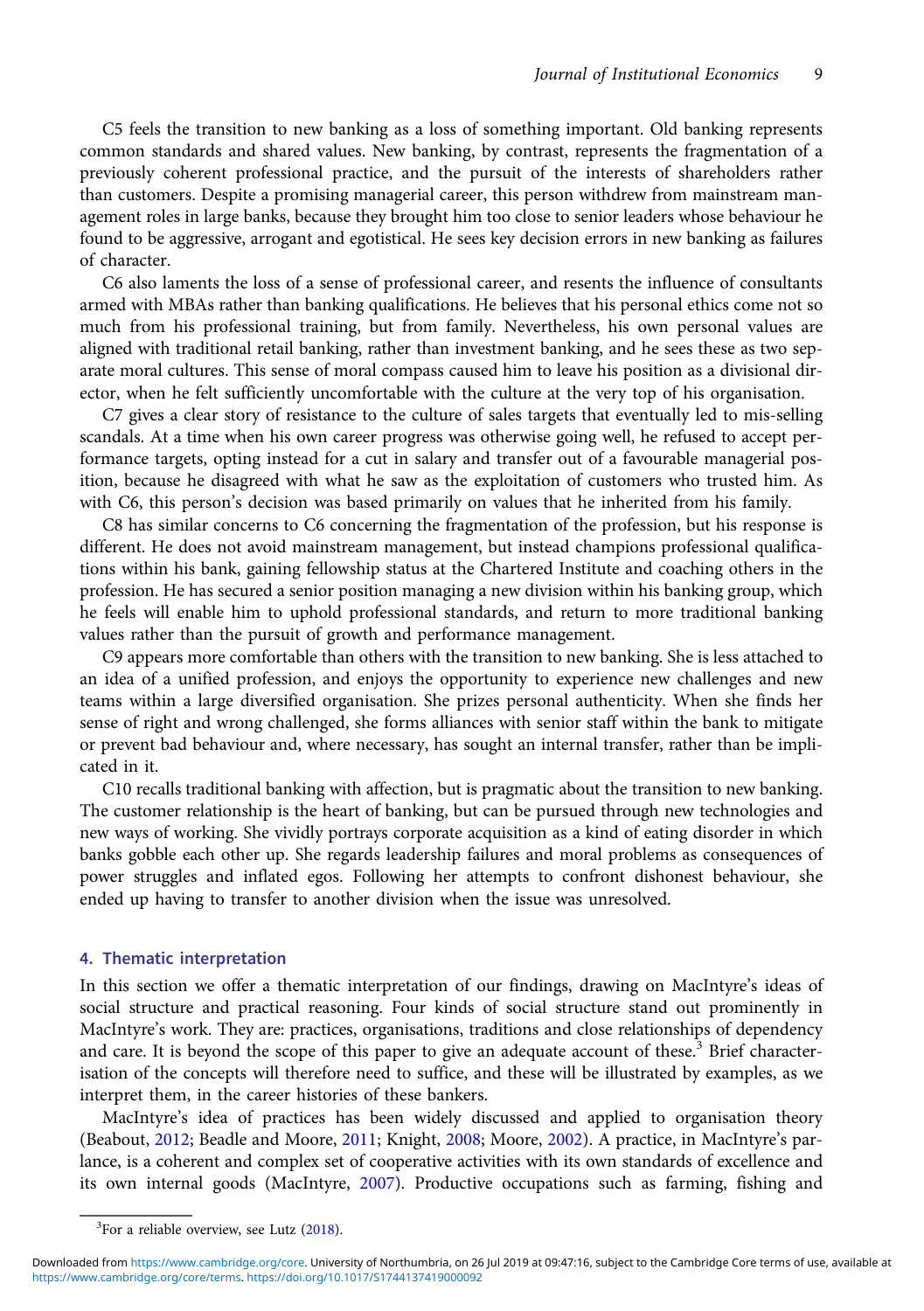C5 feels the transition to new banking as a loss of something important. Old banking represents common standards and shared values. New banking, by contrast, represents the fragmentation of a previously coherent professional practice, and the pursuit of the interests of shareholders rather than customers. Despite a promising managerial career, this person withdrew from mainstream management roles in large banks, because they brought him too close to senior leaders whose behaviour he found to be aggressive, arrogant and egotistical. He sees key decision errors in new banking as failures of character.

C6 also laments the loss of a sense of professional career, and resents the influence of consultants armed with MBAs rather than banking qualifications. He believes that his personal ethics come not so much from his professional training, but from family. Nevertheless, his own personal values are aligned with traditional retail banking, rather than investment banking, and he sees these as two separate moral cultures. This sense of moral compass caused him to leave his position as a divisional director, when he felt sufficiently uncomfortable with the culture at the very top of his organisation.

C7 gives a clear story of resistance to the culture of sales targets that eventually led to mis-selling scandals. At a time when his own career progress was otherwise going well, he refused to accept performance targets, opting instead for a cut in salary and transfer out of a favourable managerial position, because he disagreed with what he saw as the exploitation of customers who trusted him. As with C6, this person's decision was based primarily on values that he inherited from his family.

C8 has similar concerns to C6 concerning the fragmentation of the profession, but his response is different. He does not avoid mainstream management, but instead champions professional qualifications within his bank, gaining fellowship status at the Chartered Institute and coaching others in the profession. He has secured a senior position managing a new division within his banking group, which he feels will enable him to uphold professional standards, and return to more traditional banking values rather than the pursuit of growth and performance management.

C9 appears more comfortable than others with the transition to new banking. She is less attached to an idea of a unified profession, and enjoys the opportunity to experience new challenges and new teams within a large diversified organisation. She prizes personal authenticity. When she finds her sense of right and wrong challenged, she forms alliances with senior staff within the bank to mitigate or prevent bad behaviour and, where necessary, has sought an internal transfer, rather than be implicated in it.

C10 recalls traditional banking with affection, but is pragmatic about the transition to new banking. The customer relationship is the heart of banking, but can be pursued through new technologies and new ways of working. She vividly portrays corporate acquisition as a kind of eating disorder in which banks gobble each other up. She regards leadership failures and moral problems as consequences of power struggles and inflated egos. Following her attempts to confront dishonest behaviour, she ended up having to transfer to another division when the issue was unresolved.

## 4. Thematic interpretation

In this section we offer a thematic interpretation of our findings, drawing on MacIntyre's ideas of social structure and practical reasoning. Four kinds of social structure stand out prominently in MacIntyre's work. They are: practices, organisations, traditions and close relationships of dependency and care. It is beyond the scope of this paper to give an adequate account of these.[3] Brief characterisation of the concepts will therefore need to suffice, and these will be illustrated by examples, as we interpret them, in the career histories of these bankers.

MacIntyre's idea of practices has been widely discussed and applied to organisation theory (Beabout, 2012; Beadle and Moore, 2011; Knight, 2008; Moore, 2002). A practice, in MacIntyre's parlance, is a coherent and complex set of cooperative activities with its own standards of excellence and its own internal goods (MacIntyre, 2007). Productive occupations such as farming, fishing and

[3]For a reliable overview, see Lutz (2018).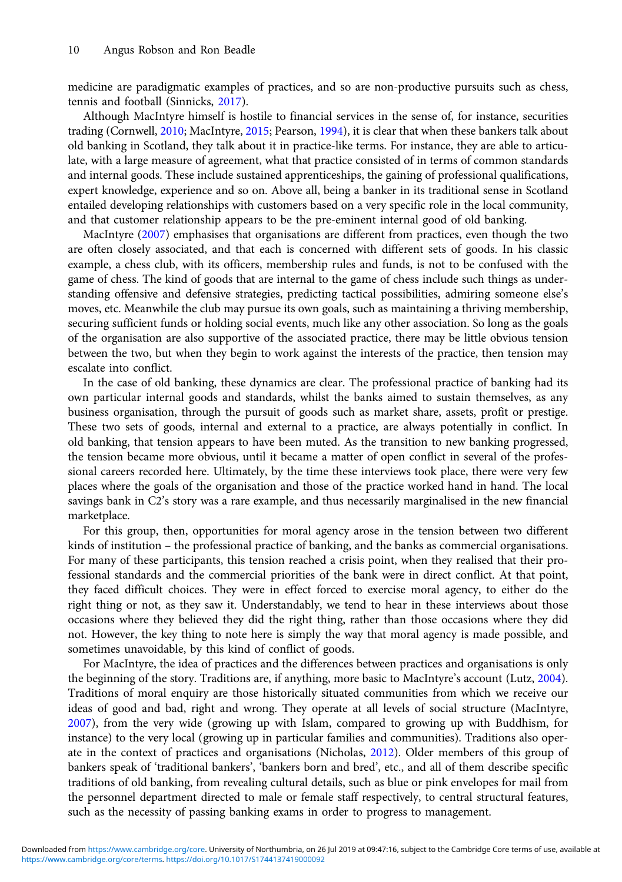medicine are paradigmatic examples of practices, and so are non-productive pursuits such as chess, tennis and football (Sinnicks, 2017).

Although MacIntyre himself is hostile to financial services in the sense of, for instance, securities trading (Cornwell, 2010; MacIntyre, 2015; Pearson, 1994), it is clear that when these bankers talk about old banking in Scotland, they talk about it in practice-like terms. For instance, they are able to articulate, with a large measure of agreement, what that practice consisted of in terms of common standards and internal goods. These include sustained apprenticeships, the gaining of professional qualifications, expert knowledge, experience and so on. Above all, being a banker in its traditional sense in Scotland entailed developing relationships with customers based on a very specific role in the local community, and that customer relationship appears to be the pre-eminent internal good of old banking.

MacIntyre (2007) emphasises that organisations are different from practices, even though the two are often closely associated, and that each is concerned with different sets of goods. In his classic example, a chess club, with its officers, membership rules and funds, is not to be confused with the game of chess. The kind of goods that are internal to the game of chess include such things as understanding offensive and defensive strategies, predicting tactical possibilities, admiring someone else's moves, etc. Meanwhile the club may pursue its own goals, such as maintaining a thriving membership, securing sufficient funds or holding social events, much like any other association. So long as the goals of the organisation are also supportive of the associated practice, there may be little obvious tension between the two, but when they begin to work against the interests of the practice, then tension may escalate into conflict.

In the case of old banking, these dynamics are clear. The professional practice of banking had its own particular internal goods and standards, whilst the banks aimed to sustain themselves, as any business organisation, through the pursuit of goods such as market share, assets, profit or prestige. These two sets of goods, internal and external to a practice, are always potentially in conflict. In old banking, that tension appears to have been muted. As the transition to new banking progressed, the tension became more obvious, until it became a matter of open conflict in several of the professional careers recorded here. Ultimately, by the time these interviews took place, there were very few places where the goals of the organisation and those of the practice worked hand in hand. The local savings bank in C2's story was a rare example, and thus necessarily marginalised in the new financial marketplace.

For this group, then, opportunities for moral agency arose in the tension between two different kinds of institution – the professional practice of banking, and the banks as commercial organisations. For many of these participants, this tension reached a crisis point, when they realised that their professional standards and the commercial priorities of the bank were in direct conflict. At that point, they faced difficult choices. They were in effect forced to exercise moral agency, to either do the right thing or not, as they saw it. Understandably, we tend to hear in these interviews about those occasions where they believed they did the right thing, rather than those occasions where they did not. However, the key thing to note here is simply the way that moral agency is made possible, and sometimes unavoidable, by this kind of conflict of goods.

For MacIntyre, the idea of practices and the differences between practices and organisations is only the beginning of the story. Traditions are, if anything, more basic to MacIntyre's account (Lutz, 2004). Traditions of moral enquiry are those historically situated communities from which we receive our ideas of good and bad, right and wrong. They operate at all levels of social structure (MacIntyre, 2007), from the very wide (growing up with Islam, compared to growing up with Buddhism, for instance) to the very local (growing up in particular families and communities). Traditions also operate in the context of practices and organisations (Nicholas, 2012). Older members of this group of bankers speak of 'traditional bankers', 'bankers born and bred', etc., and all of them describe specific traditions of old banking, from revealing cultural details, such as blue or pink envelopes for mail from the personnel department directed to male or female staff respectively, to central structural features, such as the necessity of passing banking exams in order to progress to management.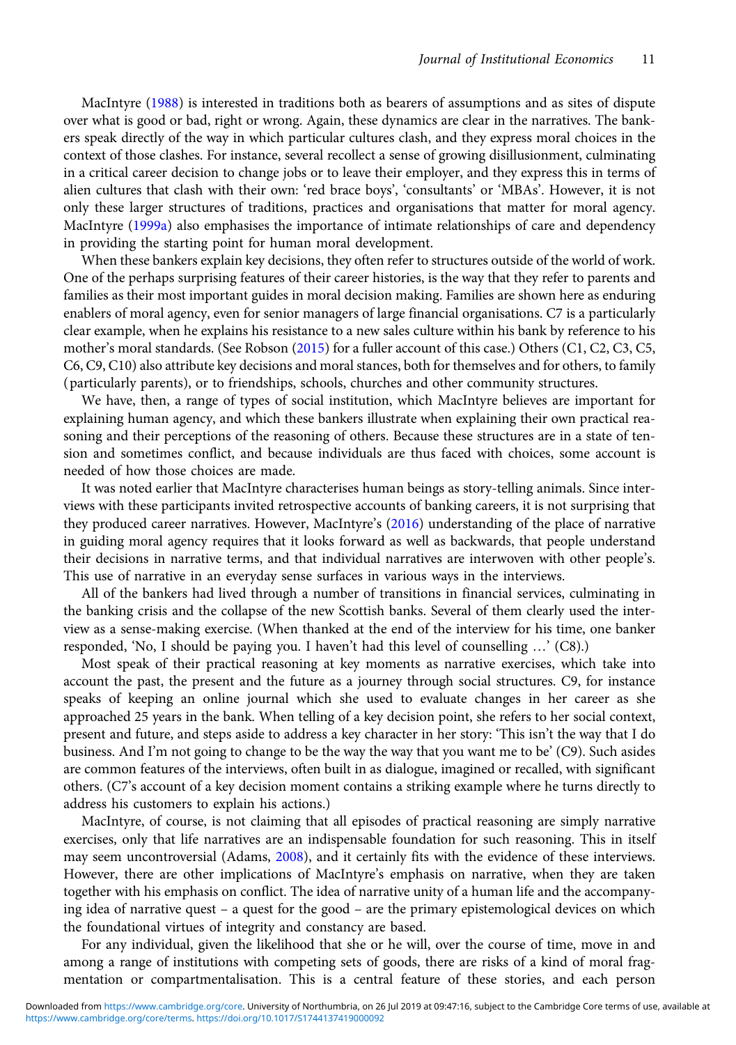MacIntyre (1988) is interested in traditions both as bearers of assumptions and as sites of dispute over what is good or bad, right or wrong. Again, these dynamics are clear in the narratives. The bankers speak directly of the way in which particular cultures clash, and they express moral choices in the context of those clashes. For instance, several recollect a sense of growing disillusionment, culminating in a critical career decision to change jobs or to leave their employer, and they express this in terms of alien cultures that clash with their own: 'red brace boys', 'consultants' or 'MBAs'. However, it is not only these larger structures of traditions, practices and organisations that matter for moral agency. MacIntyre (1999a) also emphasises the importance of intimate relationships of care and dependency in providing the starting point for human moral development.

When these bankers explain key decisions, they often refer to structures outside of the world of work. One of the perhaps surprising features of their career histories, is the way that they refer to parents and families as their most important guides in moral decision making. Families are shown here as enduring enablers of moral agency, even for senior managers of large financial organisations. C7 is a particularly clear example, when he explains his resistance to a new sales culture within his bank by reference to his mother's moral standards. (See Robson (2015) for a fuller account of this case.) Others (C1, C2, C3, C5, C6, C9, C10) also attribute key decisions and moral stances, both for themselves and for others, to family (particularly parents), or to friendships, schools, churches and other community structures.

We have, then, a range of types of social institution, which MacIntyre believes are important for explaining human agency, and which these bankers illustrate when explaining their own practical reasoning and their perceptions of the reasoning of others. Because these structures are in a state of tension and sometimes conflict, and because individuals are thus faced with choices, some account is needed of how those choices are made.

It was noted earlier that MacIntyre characterises human beings as story-telling animals. Since interviews with these participants invited retrospective accounts of banking careers, it is not surprising that they produced career narratives. However, MacIntyre's (2016) understanding of the place of narrative in guiding moral agency requires that it looks forward as well as backwards, that people understand their decisions in narrative terms, and that individual narratives are interwoven with other people's. This use of narrative in an everyday sense surfaces in various ways in the interviews.

All of the bankers had lived through a number of transitions in financial services, culminating in the banking crisis and the collapse of the new Scottish banks. Several of them clearly used the interview as a sense-making exercise. (When thanked at the end of the interview for his time, one banker responded, 'No, I should be paying you. I haven't had this level of counselling …' (C8).)

Most speak of their practical reasoning at key moments as narrative exercises, which take into account the past, the present and the future as a journey through social structures. C9, for instance speaks of keeping an online journal which she used to evaluate changes in her career as she approached 25 years in the bank. When telling of a key decision point, she refers to her social context, present and future, and steps aside to address a key character in her story: 'This isn't the way that I do business. And I'm not going to change to be the way the way that you want me to be' (C9). Such asides are common features of the interviews, often built in as dialogue, imagined or recalled, with significant others. (C7's account of a key decision moment contains a striking example where he turns directly to address his customers to explain his actions.)

MacIntyre, of course, is not claiming that all episodes of practical reasoning are simply narrative exercises, only that life narratives are an indispensable foundation for such reasoning. This in itself may seem uncontroversial (Adams, 2008), and it certainly fits with the evidence of these interviews. However, there are other implications of MacIntyre's emphasis on narrative, when they are taken together with his emphasis on conflict. The idea of narrative unity of a human life and the accompanying idea of narrative quest – a quest for the good – are the primary epistemological devices on which the foundational virtues of integrity and constancy are based.

For any individual, given the likelihood that she or he will, over the course of time, move in and among a range of institutions with competing sets of goods, there are risks of a kind of moral fragmentation or compartmentalisation. This is a central feature of these stories, and each person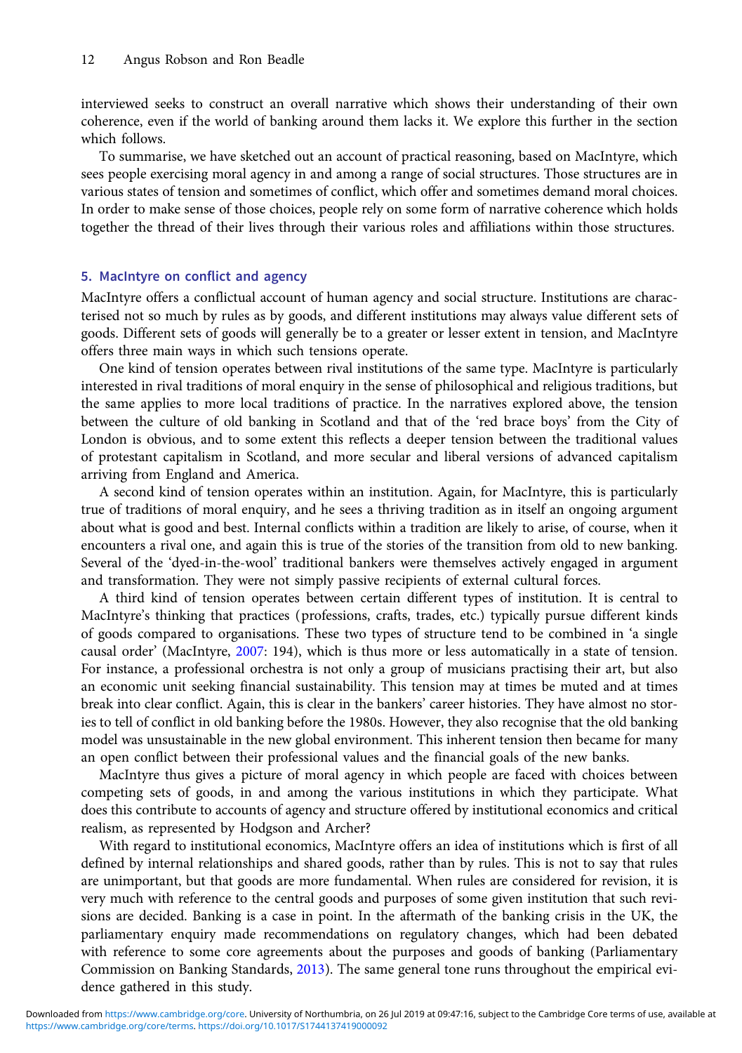interviewed seeks to construct an overall narrative which shows their understanding of their own coherence, even if the world of banking around them lacks it. We explore this further in the section which follows.

To summarise, we have sketched out an account of practical reasoning, based on MacIntyre, which sees people exercising moral agency in and among a range of social structures. Those structures are in various states of tension and sometimes of conflict, which offer and sometimes demand moral choices. In order to make sense of those choices, people rely on some form of narrative coherence which holds together the thread of their lives through their various roles and affiliations within those structures.

## 5. MacIntyre on conflict and agency

MacIntyre offers a conflictual account of human agency and social structure. Institutions are characterised not so much by rules as by goods, and different institutions may always value different sets of goods. Different sets of goods will generally be to a greater or lesser extent in tension, and MacIntyre offers three main ways in which such tensions operate.

One kind of tension operates between rival institutions of the same type. MacIntyre is particularly interested in rival traditions of moral enquiry in the sense of philosophical and religious traditions, but the same applies to more local traditions of practice. In the narratives explored above, the tension between the culture of old banking in Scotland and that of the 'red brace boys' from the City of London is obvious, and to some extent this reflects a deeper tension between the traditional values of protestant capitalism in Scotland, and more secular and liberal versions of advanced capitalism arriving from England and America.

A second kind of tension operates within an institution. Again, for MacIntyre, this is particularly true of traditions of moral enquiry, and he sees a thriving tradition as in itself an ongoing argument about what is good and best. Internal conflicts within a tradition are likely to arise, of course, when it encounters a rival one, and again this is true of the stories of the transition from old to new banking. Several of the 'dyed-in-the-wool' traditional bankers were themselves actively engaged in argument and transformation. They were not simply passive recipients of external cultural forces.

A third kind of tension operates between certain different types of institution. It is central to MacIntyre's thinking that practices (professions, crafts, trades, etc.) typically pursue different kinds of goods compared to organisations. These two types of structure tend to be combined in 'a single causal order' (MacIntyre, 2007: 194), which is thus more or less automatically in a state of tension. For instance, a professional orchestra is not only a group of musicians practising their art, but also an economic unit seeking financial sustainability. This tension may at times be muted and at times break into clear conflict. Again, this is clear in the bankers' career histories. They have almost no stories to tell of conflict in old banking before the 1980s. However, they also recognise that the old banking model was unsustainable in the new global environment. This inherent tension then became for many an open conflict between their professional values and the financial goals of the new banks.

MacIntyre thus gives a picture of moral agency in which people are faced with choices between competing sets of goods, in and among the various institutions in which they participate. What does this contribute to accounts of agency and structure offered by institutional economics and critical realism, as represented by Hodgson and Archer?

With regard to institutional economics, MacIntyre offers an idea of institutions which is first of all defined by internal relationships and shared goods, rather than by rules. This is not to say that rules are unimportant, but that goods are more fundamental. When rules are considered for revision, it is very much with reference to the central goods and purposes of some given institution that such revisions are decided. Banking is a case in point. In the aftermath of the banking crisis in the UK, the parliamentary enquiry made recommendations on regulatory changes, which had been debated with reference to some core agreements about the purposes and goods of banking (Parliamentary Commission on Banking Standards, 2013). The same general tone runs throughout the empirical evidence gathered in this study.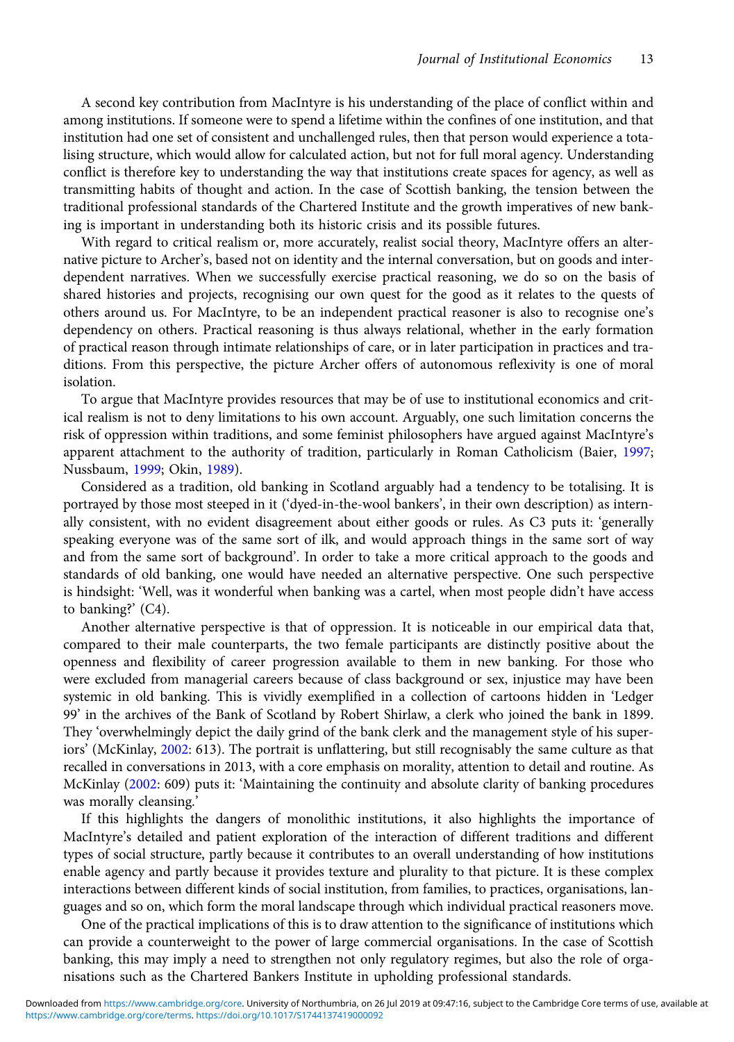A second key contribution from MacIntyre is his understanding of the place of conflict within and among institutions. If someone were to spend a lifetime within the confines of one institution, and that institution had one set of consistent and unchallenged rules, then that person would experience a totalising structure, which would allow for calculated action, but not for full moral agency. Understanding conflict is therefore key to understanding the way that institutions create spaces for agency, as well as transmitting habits of thought and action. In the case of Scottish banking, the tension between the traditional professional standards of the Chartered Institute and the growth imperatives of new banking is important in understanding both its historic crisis and its possible futures.

With regard to critical realism or, more accurately, realist social theory, MacIntyre offers an alternative picture to Archer's, based not on identity and the internal conversation, but on goods and interdependent narratives. When we successfully exercise practical reasoning, we do so on the basis of shared histories and projects, recognising our own quest for the good as it relates to the quests of others around us. For MacIntyre, to be an independent practical reasoner is also to recognise one's dependency on others. Practical reasoning is thus always relational, whether in the early formation of practical reason through intimate relationships of care, or in later participation in practices and traditions. From this perspective, the picture Archer offers of autonomous reflexivity is one of moral isolation.

To argue that MacIntyre provides resources that may be of use to institutional economics and critical realism is not to deny limitations to his own account. Arguably, one such limitation concerns the risk of oppression within traditions, and some feminist philosophers have argued against MacIntyre's apparent attachment to the authority of tradition, particularly in Roman Catholicism (Baier, 1997; Nussbaum, 1999; Okin, 1989).

Considered as a tradition, old banking in Scotland arguably had a tendency to be totalising. It is portrayed by those most steeped in it ('dyed-in-the-wool bankers', in their own description) as internally consistent, with no evident disagreement about either goods or rules. As C3 puts it: 'generally speaking everyone was of the same sort of ilk, and would approach things in the same sort of way and from the same sort of background'. In order to take a more critical approach to the goods and standards of old banking, one would have needed an alternative perspective. One such perspective is hindsight: 'Well, was it wonderful when banking was a cartel, when most people didn't have access to banking?' (C4).

Another alternative perspective is that of oppression. It is noticeable in our empirical data that, compared to their male counterparts, the two female participants are distinctly positive about the openness and flexibility of career progression available to them in new banking. For those who were excluded from managerial careers because of class background or sex, injustice may have been systemic in old banking. This is vividly exemplified in a collection of cartoons hidden in 'Ledger 99' in the archives of the Bank of Scotland by Robert Shirlaw, a clerk who joined the bank in 1899. They 'overwhelmingly depict the daily grind of the bank clerk and the management style of his superiors' (McKinlay, 2002: 613). The portrait is unflattering, but still recognisably the same culture as that recalled in conversations in 2013, with a core emphasis on morality, attention to detail and routine. As McKinlay (2002: 609) puts it: 'Maintaining the continuity and absolute clarity of banking procedures was morally cleansing.'

If this highlights the dangers of monolithic institutions, it also highlights the importance of MacIntyre's detailed and patient exploration of the interaction of different traditions and different types of social structure, partly because it contributes to an overall understanding of how institutions enable agency and partly because it provides texture and plurality to that picture. It is these complex interactions between different kinds of social institution, from families, to practices, organisations, languages and so on, which form the moral landscape through which individual practical reasoners move.

One of the practical implications of this is to draw attention to the significance of institutions which can provide a counterweight to the power of large commercial organisations. In the case of Scottish banking, this may imply a need to strengthen not only regulatory regimes, but also the role of organisations such as the Chartered Bankers Institute in upholding professional standards.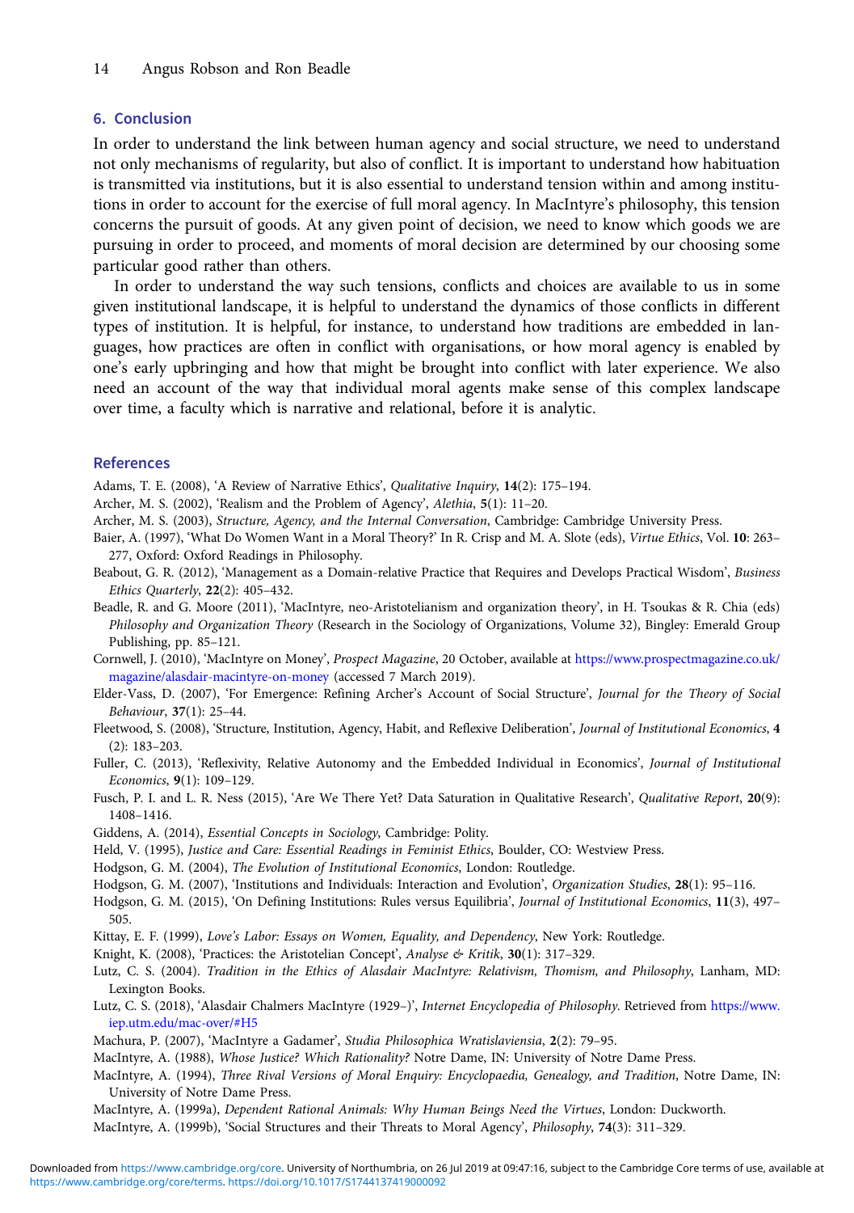## 6. Conclusion

In order to understand the link between human agency and social structure, we need to understand not only mechanisms of regularity, but also of conflict. It is important to understand how habituation is transmitted via institutions, but it is also essential to understand tension within and among institutions in order to account for the exercise of full moral agency. In MacIntyre's philosophy, this tension concerns the pursuit of goods. At any given point of decision, we need to know which goods we are pursuing in order to proceed, and moments of moral decision are determined by our choosing some particular good rather than others.

In order to understand the way such tensions, conflicts and choices are available to us in some given institutional landscape, it is helpful to understand the dynamics of those conflicts in different types of institution. It is helpful, for instance, to understand how traditions are embedded in languages, how practices are often in conflict with organisations, or how moral agency is enabled by one's early upbringing and how that might be brought into conflict with later experience. We also need an account of the way that individual moral agents make sense of this complex landscape over time, a faculty which is narrative and relational, before it is analytic.

## References

Adams, T. E. (2008), 'A Review of Narrative Ethics', *Qualitative Inquiry*, **14**(2): 175–194.

Archer, M. S. (2002), 'Realism and the Problem of Agency', *Alethia*, **5**(1): 11–20.

Archer, M. S. (2003), *Structure, Agency, and the Internal Conversation*, Cambridge: Cambridge University Press.

Baier, A. (1997), 'What Do Women Want in a Moral Theory?' In R. Crisp and M. A. Slote (eds), *Virtue Ethics*, Vol. **10**: 263–277, Oxford: Oxford Readings in Philosophy.

Beabout, G. R. (2012), 'Management as a Domain-relative Practice that Requires and Develops Practical Wisdom', *Business Ethics Quarterly*, **22**(2): 405–432.

Beadle, R. and G. Moore (2011), 'MacIntyre, neo-Aristotelianism and organization theory', in H. Tsoukas & R. Chia (eds) *Philosophy and Organization Theory* (Research in the Sociology of Organizations, Volume 32), Bingley: Emerald Group Publishing, pp. 85–121.

Cornwell, J. (2010), 'MacIntyre on Money', *Prospect Magazine*, 20 October, available at https://www.prospectmagazine.co.uk/magazine/alasdair-macintyre-on-money (accessed 7 March 2019).

Elder-Vass, D. (2007), 'For Emergence: Refining Archer's Account of Social Structure', *Journal for the Theory of Social Behaviour*, **37**(1): 25–44.

Fleetwood, S. (2008), 'Structure, Institution, Agency, Habit, and Reflexive Deliberation', *Journal of Institutional Economics*, **4** (2): 183–203.

Fuller, C. (2013), 'Reflexivity, Relative Autonomy and the Embedded Individual in Economics', *Journal of Institutional Economics*, **9**(1): 109–129.

Fusch, P. I. and L. R. Ness (2015), 'Are We There Yet? Data Saturation in Qualitative Research', *Qualitative Report*, **20**(9): 1408–1416.

Giddens, A. (2014), *Essential Concepts in Sociology*, Cambridge: Polity.

Held, V. (1995), *Justice and Care: Essential Readings in Feminist Ethics*, Boulder, CO: Westview Press.

Hodgson, G. M. (2004), *The Evolution of Institutional Economics*, London: Routledge.

Hodgson, G. M. (2007), 'Institutions and Individuals: Interaction and Evolution', *Organization Studies*, **28**(1): 95–116.

Hodgson, G. M. (2015), 'On Defining Institutions: Rules versus Equilibria', *Journal of Institutional Economics*, **11**(3), 497–505.

Kittay, E. F. (1999), *Love's Labor: Essays on Women, Equality, and Dependency*, New York: Routledge.

Knight, K. (2008), 'Practices: the Aristotelian Concept', *Analyse & Kritik*, **30**(1): 317–329.

Lutz, C. S. (2004). *Tradition in the Ethics of Alasdair MacIntyre: Relativism, Thomism, and Philosophy*, Lanham, MD: Lexington Books.

Lutz, C. S. (2018), 'Alasdair Chalmers MacIntyre (1929–)', *Internet Encyclopedia of Philosophy*. Retrieved from https://www.iep.utm.edu/mac-over/#H5

Machura, P. (2007), 'MacIntyre a Gadamer', *Studia Philosophica Wratislaviensia*, **2**(2): 79–95.

MacIntyre, A. (1988), *Whose Justice? Which Rationality?* Notre Dame, IN: University of Notre Dame Press.

MacIntyre, A. (1994), *Three Rival Versions of Moral Enquiry: Encyclopaedia, Genealogy, and Tradition*, Notre Dame, IN: University of Notre Dame Press.

MacIntyre, A. (1999a), *Dependent Rational Animals: Why Human Beings Need the Virtues*, London: Duckworth.

MacIntyre, A. (1999b), 'Social Structures and their Threats to Moral Agency', *Philosophy*, **74**(3): 311–329.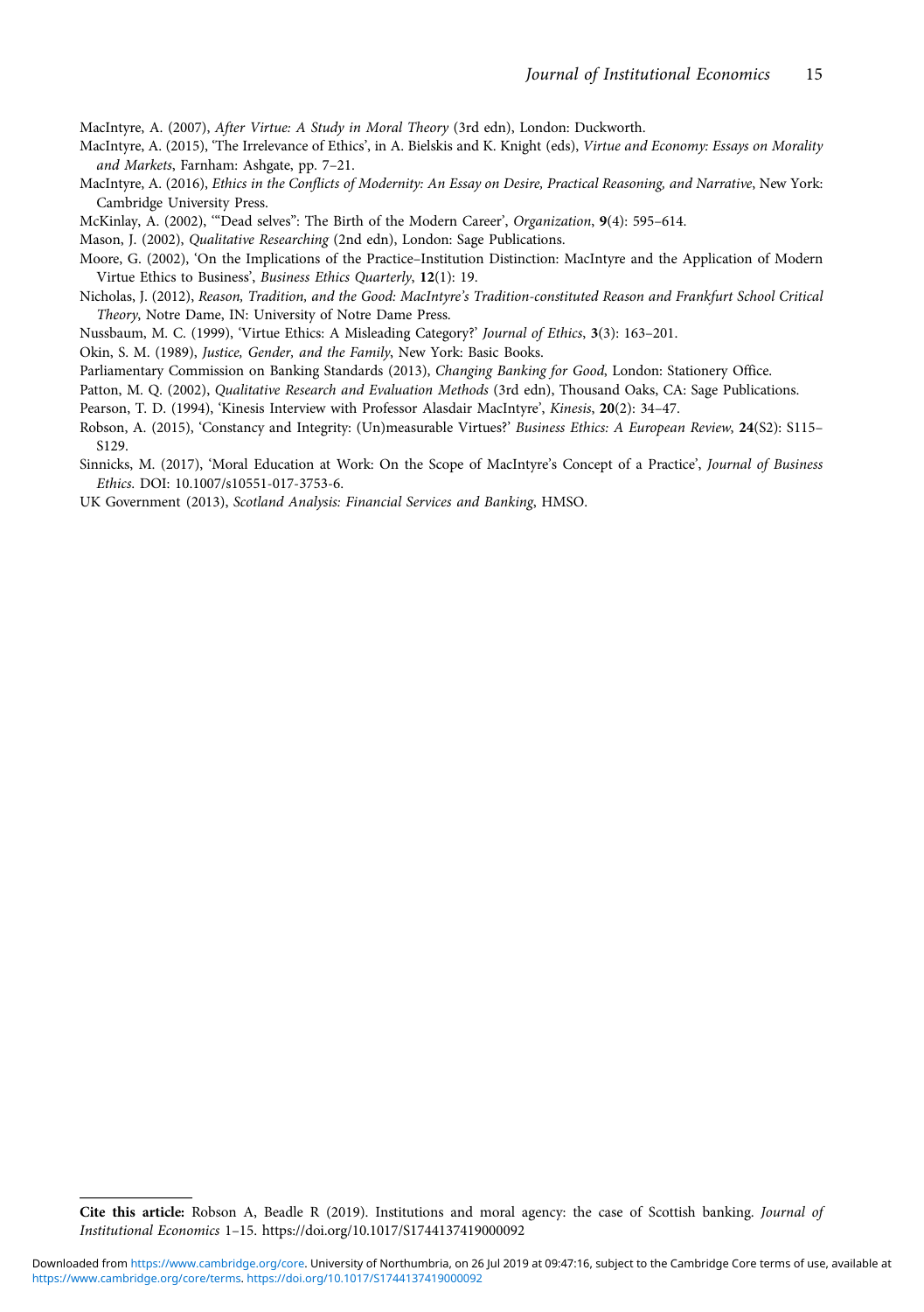MacIntyre, A. (2007), *After Virtue: A Study in Moral Theory* (3rd edn), London: Duckworth.

MacIntyre, A. (2015), 'The Irrelevance of Ethics', in A. Bielskis and K. Knight (eds), *Virtue and Economy: Essays on Morality and Markets*, Farnham: Ashgate, pp. 7–21.

MacIntyre, A. (2016), *Ethics in the Conflicts of Modernity: An Essay on Desire, Practical Reasoning, and Narrative*, New York: Cambridge University Press.

McKinlay, A. (2002), '"Dead selves": The Birth of the Modern Career', *Organization*, **9**(4): 595–614.

Mason, J. (2002), *Qualitative Researching* (2nd edn), London: Sage Publications.

Moore, G. (2002), 'On the Implications of the Practice–Institution Distinction: MacIntyre and the Application of Modern Virtue Ethics to Business', *Business Ethics Quarterly*, **12**(1): 19.

Nicholas, J. (2012), *Reason, Tradition, and the Good: MacIntyre's Tradition-constituted Reason and Frankfurt School Critical Theory*, Notre Dame, IN: University of Notre Dame Press.

Nussbaum, M. C. (1999), 'Virtue Ethics: A Misleading Category?' *Journal of Ethics*, **3**(3): 163–201.

Okin, S. M. (1989), *Justice, Gender, and the Family*, New York: Basic Books.

Parliamentary Commission on Banking Standards (2013), *Changing Banking for Good*, London: Stationery Office.

Patton, M. Q. (2002), *Qualitative Research and Evaluation Methods* (3rd edn), Thousand Oaks, CA: Sage Publications.

Pearson, T. D. (1994), 'Kinesis Interview with Professor Alasdair MacIntyre', *Kinesis*, **20**(2): 34–47.

Robson, A. (2015), 'Constancy and Integrity: (Un)measurable Virtues?' *Business Ethics: A European Review*, **24**(S2): S115–S129.

Sinnicks, M. (2017), 'Moral Education at Work: On the Scope of MacIntyre's Concept of a Practice', *Journal of Business Ethics*. DOI: 10.1007/s10551-017-3753-6.

UK Government (2013), *Scotland Analysis: Financial Services and Banking*, HMSO.

**Cite this article:** Robson A, Beadle R (2019). Institutions and moral agency: the case of Scottish banking. *Journal of Institutional Economics* 1–15. https://doi.org/10.1017/S1744137419000092